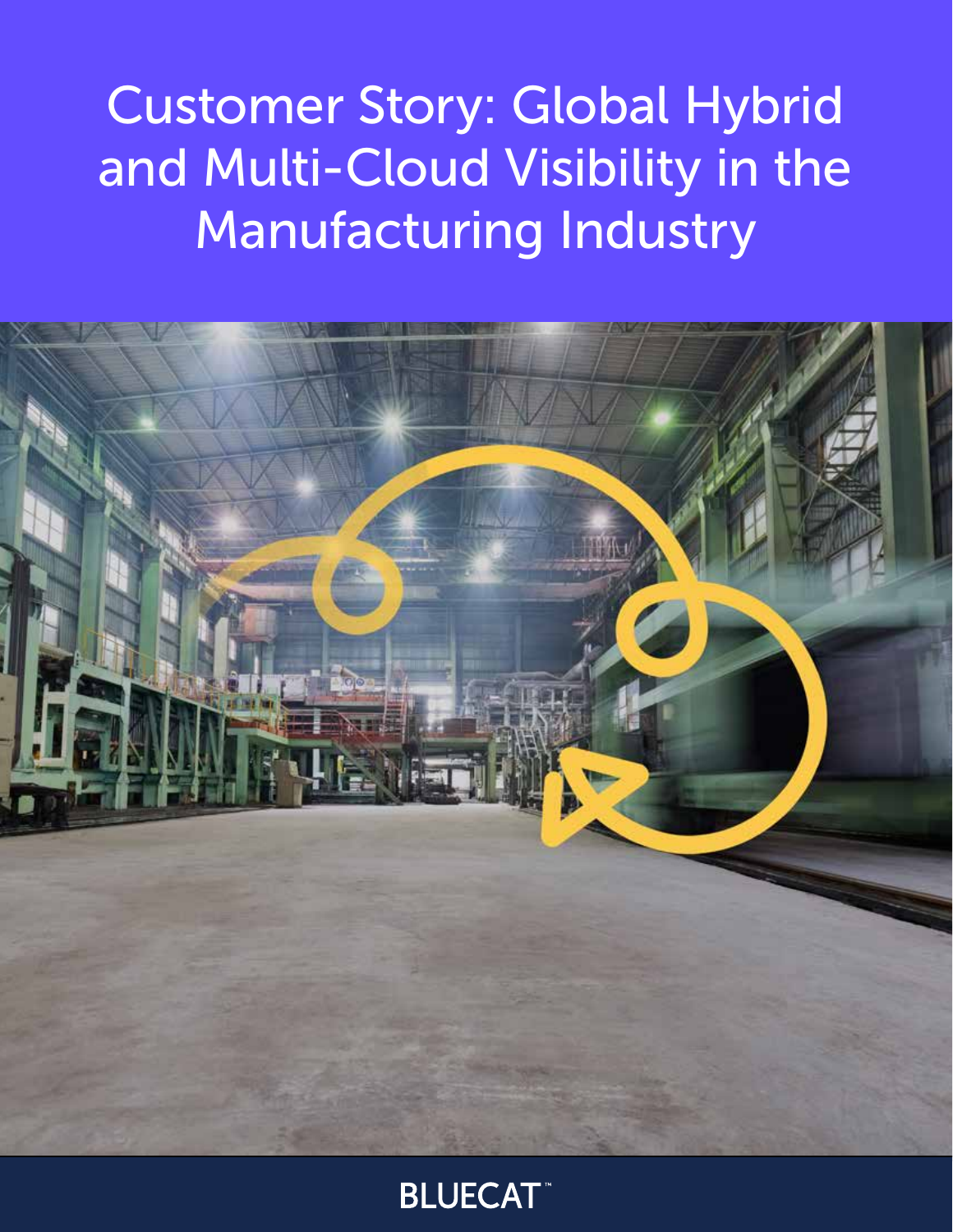# Customer Story: Global Hybrid and Multi-Cloud Visibility in the Manufacturing Industry

BLUECAT™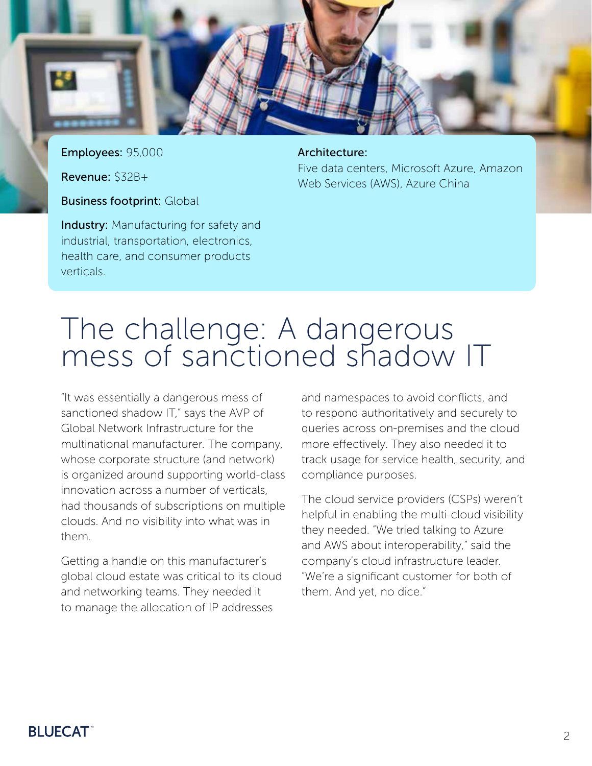**Employees:** 95,000

**Revenue:** $32B+

**Business footprint:** Global

**Industry:** Manufacturing for safety and industrial, transportation, electronics, health care, and consumer products verticals.

**Architecture:**
Five data centers, Microsoft Azure, Amazon Web Services (AWS), Azure China

# The challenge: A dangerous mess of sanctioned shadow IT

"It was essentially a dangerous mess of sanctioned shadow IT," says the AVP of Global Network Infrastructure for the multinational manufacturer. The company, whose corporate structure (and network) is organized around supporting world-class innovation across a number of verticals, had thousands of subscriptions on multiple clouds. And no visibility into what was in them.

Getting a handle on this manufacturer's global cloud estate was critical to its cloud and networking teams. They needed it to manage the allocation of IP addresses and namespaces to avoid conflicts, and to respond authoritatively and securely to queries across on-premises and the cloud more effectively. They also needed it to track usage for service health, security, and compliance purposes.

The cloud service providers (CSPs) weren't helpful in enabling the multi-cloud visibility they needed. "We tried talking to Azure and AWS about interoperability," said the company's cloud infrastructure leader. "We're a significant customer for both of them. And yet, no dice."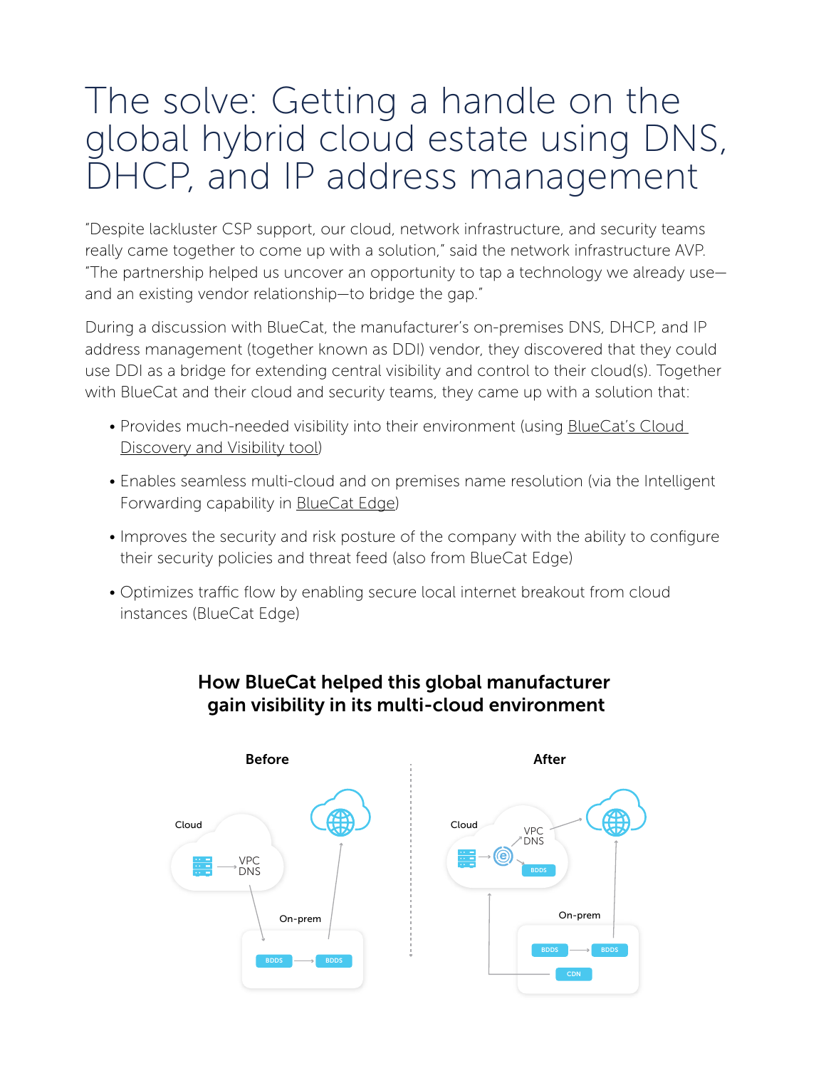# The solve: Getting a handle on the global hybrid cloud estate using DNS, DHCP, and IP address management

"Despite lackluster CSP support, our cloud, network infrastructure, and security teams really came together to come up with a solution," said the network infrastructure AVP. "The partnership helped us uncover an opportunity to tap a technology we already use—and an existing vendor relationship—to bridge the gap."

During a discussion with BlueCat, the manufacturer's on-premises DNS, DHCP, and IP address management (together known as DDI) vendor, they discovered that they could use DDI as a bridge for extending central visibility and control to their cloud(s). Together with BlueCat and their cloud and security teams, they came up with a solution that:

- Provides much-needed visibility into their environment (using BlueCat's Cloud Discovery and Visibility tool)
- Enables seamless multi-cloud and on premises name resolution (via the Intelligent Forwarding capability in BlueCat Edge)
- Improves the security and risk posture of the company with the ability to configure their security policies and threat feed (also from BlueCat Edge)
- Optimizes traffic flow by enabling secure local internet breakout from cloud instances (BlueCat Edge)

### How BlueCat helped this global manufacturer gain visibility in its multi-cloud environment

**Before**

Cloud — VPC DNS

On-prem — BDDS → BDDS

**After**

Cloud — VPC DNS, BDDS

On-prem — BDDS → BDDS, CDN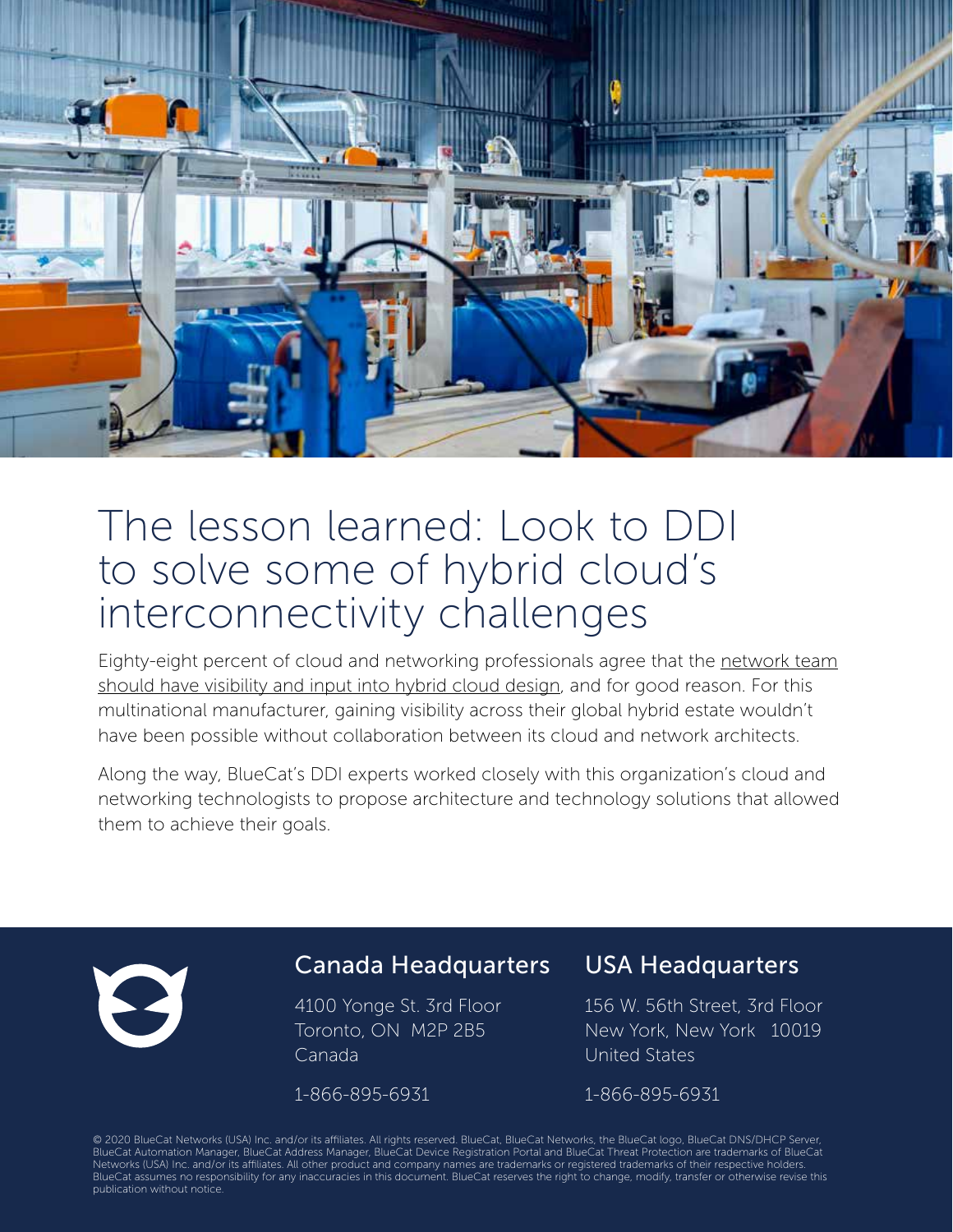# The lesson learned: Look to DDI to solve some of hybrid cloud's interconnectivity challenges

Eighty-eight percent of cloud and networking professionals agree that the network team should have visibility and input into hybrid cloud design, and for good reason. For this multinational manufacturer, gaining visibility across their global hybrid estate wouldn't have been possible without collaboration between its cloud and network architects.

Along the way, BlueCat's DDI experts worked closely with this organization's cloud and networking technologists to propose architecture and technology solutions that allowed them to achieve their goals.

## Canada Headquarters

4100 Yonge St. 3rd Floor
Toronto, ON M2P 2B5
Canada

1-866-895-6931

## USA Headquarters

156 W. 56th Street, 3rd Floor
New York, New York 10019
United States

1-866-895-6931

© 2020 BlueCat Networks (USA) Inc. and/or its affiliates. All rights reserved. BlueCat, BlueCat Networks, the BlueCat logo, BlueCat DNS/DHCP Server, BlueCat Automation Manager, BlueCat Address Manager, BlueCat Device Registration Portal and BlueCat Threat Protection are trademarks of BlueCat Networks (USA) Inc. and/or its affiliates. All other product and company names are trademarks or registered trademarks of their respective holders. BlueCat assumes no responsibility for any inaccuracies in this document. BlueCat reserves the right to change, modify, transfer or otherwise revise this publication without notice.